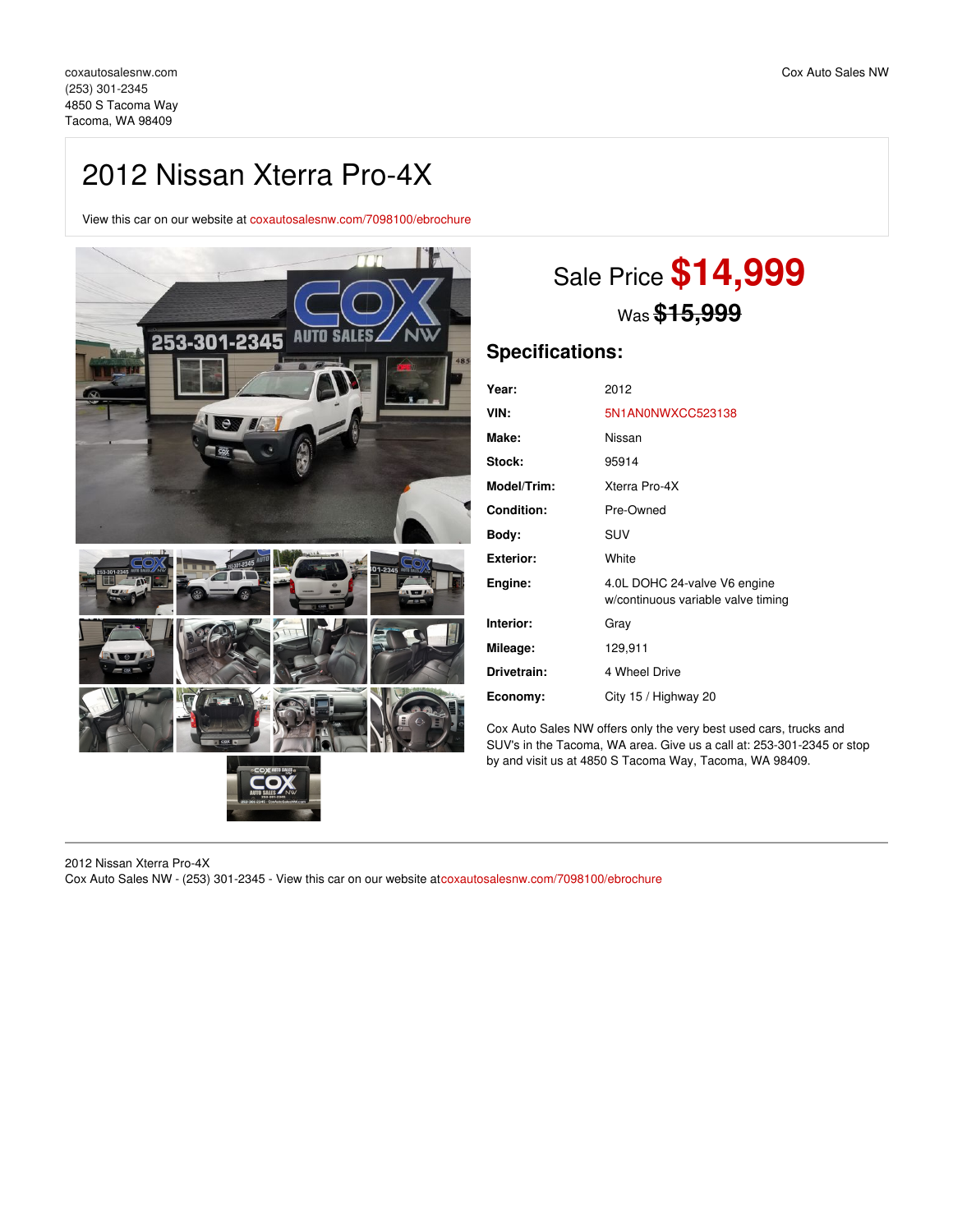coxautosalesnw.com
(253) 301-2345
4850 S Tacoma Way
Tacoma, WA 98409

Cox Auto Sales NW

# 2012 Nissan Xterra Pro-4X

View this car on our website at coxautosalesnw.com/7098100/ebrochure

Sale Price **$14,999**

Was ~~$15,999~~

## Specifications:

| | |
|---|---|
| **Year:** | 2012 |
| **VIN:** | 5N1AN0NWXCC523138 |
| **Make:** | Nissan |
| **Stock:** | 95914 |
| **Model/Trim:** | Xterra Pro-4X |
| **Condition:** | Pre-Owned |
| **Body:** | SUV |
| **Exterior:** | White |
| **Engine:** | 4.0L DOHC 24-valve V6 engine w/continuous variable valve timing |
| **Interior:** | Gray |
| **Mileage:** | 129,911 |
| **Drivetrain:** | 4 Wheel Drive |
| **Economy:** | City 15 / Highway 20 |

Cox Auto Sales NW offers only the very best used cars, trucks and SUV's in the Tacoma, WA area. Give us a call at: 253-301-2345 or stop by and visit us at 4850 S Tacoma Way, Tacoma, WA 98409.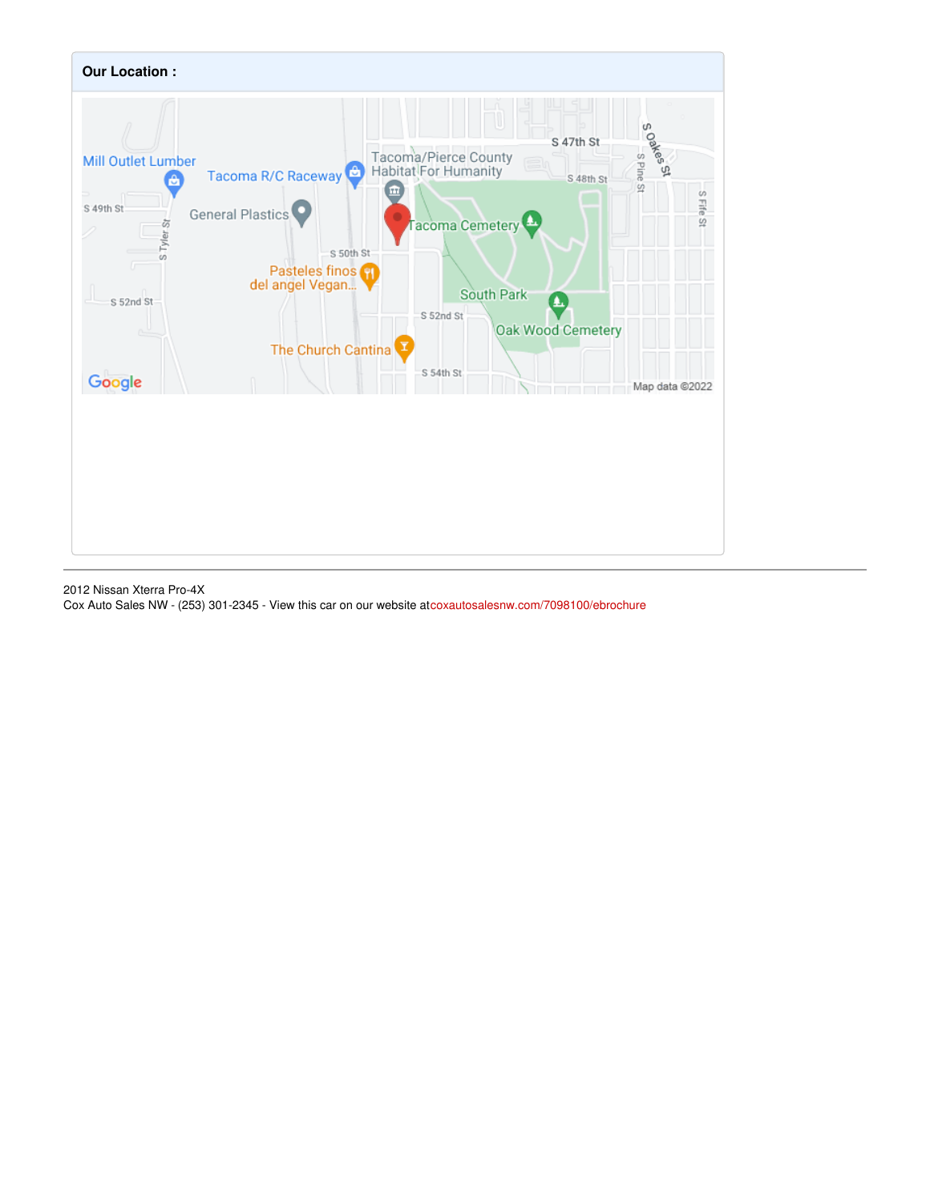**Our Location :**

2012 Nissan Xterra Pro-4X
Cox Auto Sales NW - (253) 301-2345 - View this car on our website atcoxautosalesnw.com/7098100/ebrochure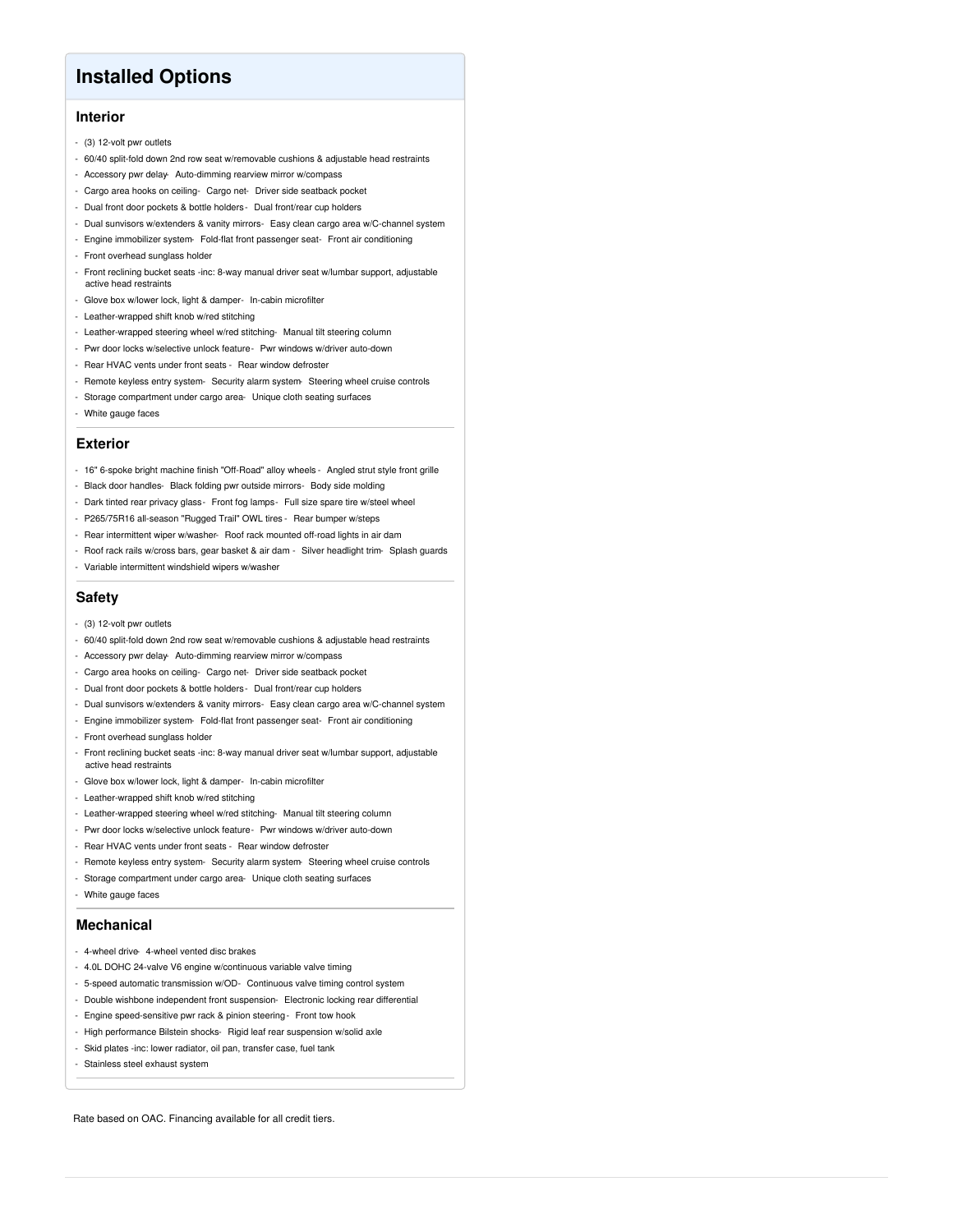## Installed Options

### Interior

- (3) 12-volt pwr outlets
- 60/40 split-fold down 2nd row seat w/removable cushions & adjustable head restraints
- Accessory pwr delay- Auto-dimming rearview mirror w/compass
- Cargo area hooks on ceiling- Cargo net- Driver side seatback pocket
- Dual front door pockets & bottle holders- Dual front/rear cup holders
- Dual sunvisors w/extenders & vanity mirrors- Easy clean cargo area w/C-channel system
- Engine immobilizer system- Fold-flat front passenger seat- Front air conditioning
- Front overhead sunglass holder
- Front reclining bucket seats -inc: 8-way manual driver seat w/lumbar support, adjustable active head restraints
- Glove box w/lower lock, light & damper- In-cabin microfilter
- Leather-wrapped shift knob w/red stitching
- Leather-wrapped steering wheel w/red stitching- Manual tilt steering column
- Pwr door locks w/selective unlock feature- Pwr windows w/driver auto-down
- Rear HVAC vents under front seats - Rear window defroster
- Remote keyless entry system- Security alarm system- Steering wheel cruise controls
- Storage compartment under cargo area- Unique cloth seating surfaces
- White gauge faces

### Exterior

- 16" 6-spoke bright machine finish "Off-Road" alloy wheels - Angled strut style front grille
- Black door handles- Black folding pwr outside mirrors- Body side molding
- Dark tinted rear privacy glass- Front fog lamps- Full size spare tire w/steel wheel
- P265/75R16 all-season "Rugged Trail" OWL tires - Rear bumper w/steps
- Rear intermittent wiper w/washer- Roof rack mounted off-road lights in air dam
- Roof rack rails w/cross bars, gear basket & air dam - Silver headlight trim- Splash guards
- Variable intermittent windshield wipers w/washer

### Safety

- (3) 12-volt pwr outlets
- 60/40 split-fold down 2nd row seat w/removable cushions & adjustable head restraints
- Accessory pwr delay- Auto-dimming rearview mirror w/compass
- Cargo area hooks on ceiling- Cargo net- Driver side seatback pocket
- Dual front door pockets & bottle holders- Dual front/rear cup holders
- Dual sunvisors w/extenders & vanity mirrors- Easy clean cargo area w/C-channel system
- Engine immobilizer system- Fold-flat front passenger seat- Front air conditioning
- Front overhead sunglass holder
- Front reclining bucket seats -inc: 8-way manual driver seat w/lumbar support, adjustable active head restraints
- Glove box w/lower lock, light & damper- In-cabin microfilter
- Leather-wrapped shift knob w/red stitching
- Leather-wrapped steering wheel w/red stitching- Manual tilt steering column
- Pwr door locks w/selective unlock feature- Pwr windows w/driver auto-down
- Rear HVAC vents under front seats - Rear window defroster
- Remote keyless entry system- Security alarm system- Steering wheel cruise controls
- Storage compartment under cargo area- Unique cloth seating surfaces
- White gauge faces

### Mechanical

- 4-wheel drive- 4-wheel vented disc brakes
- 4.0L DOHC 24-valve V6 engine w/continuous variable valve timing
- 5-speed automatic transmission w/OD- Continuous valve timing control system
- Double wishbone independent front suspension- Electronic locking rear differential
- Engine speed-sensitive pwr rack & pinion steering- Front tow hook
- High performance Bilstein shocks- Rigid leaf rear suspension w/solid axle
- Skid plates -inc: lower radiator, oil pan, transfer case, fuel tank
- Stainless steel exhaust system

Rate based on OAC. Financing available for all credit tiers.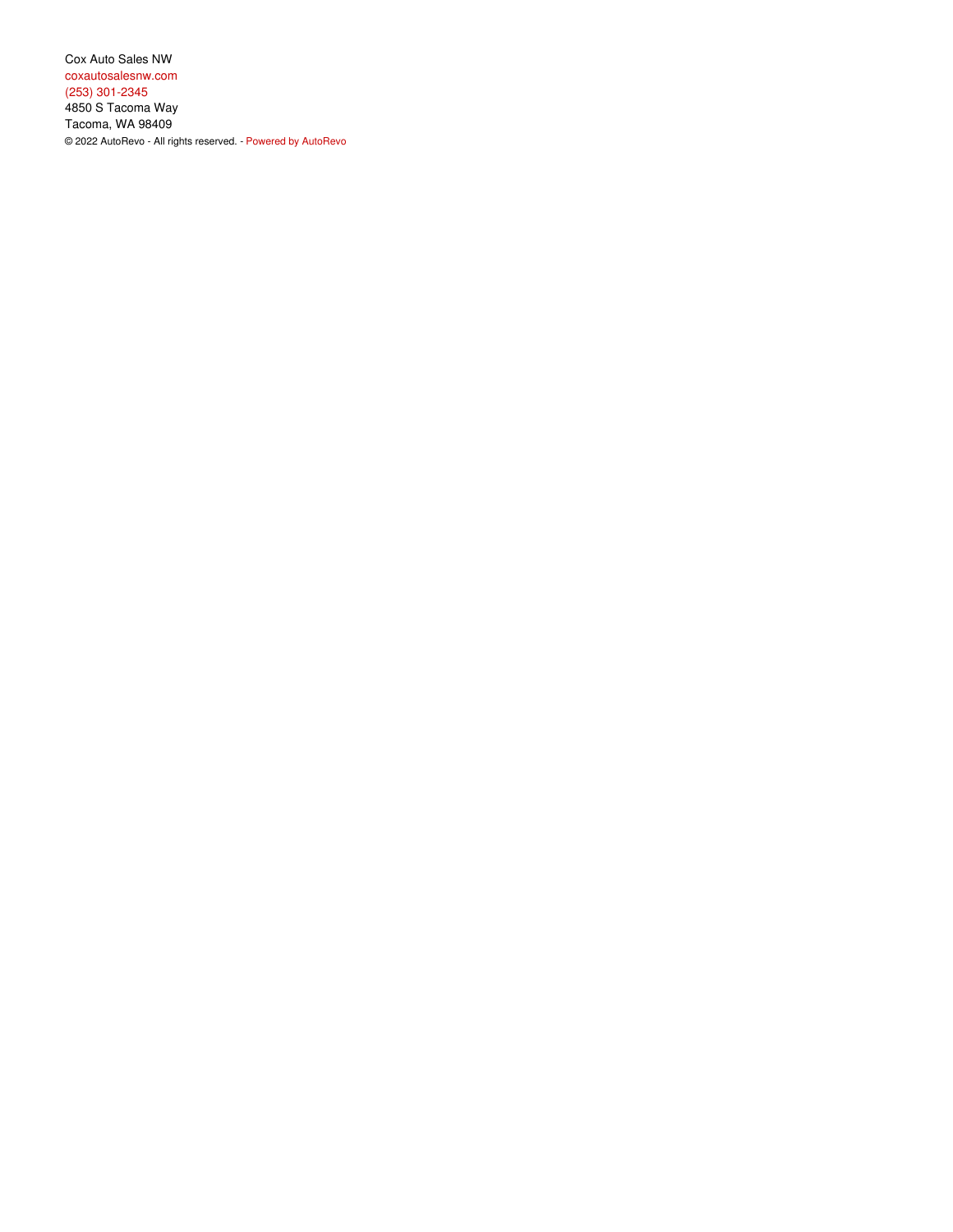Cox Auto Sales NW
coxautosalesnw.com
(253) 301-2345
4850 S Tacoma Way
Tacoma, WA 98409

© 2022 AutoRevo - All rights reserved. - Powered by AutoRevo